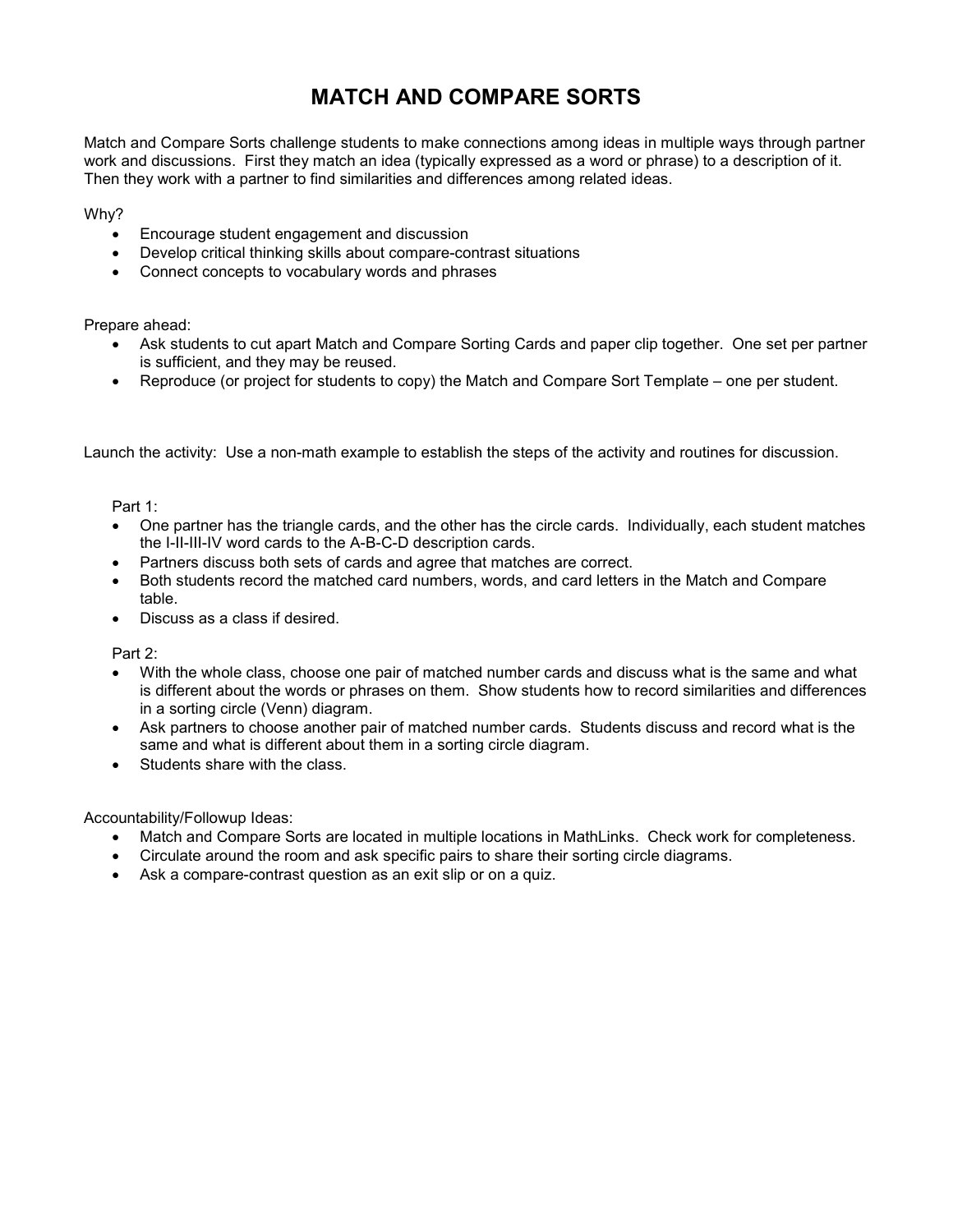# MATCH AND COMPARE SORTS

Match and Compare Sorts challenge students to make connections among ideas in multiple ways through partner work and discussions. First they match an idea (typically expressed as a word or phrase) to a description of it. Then they work with a partner to find similarities and differences among related ideas.

Why?

- Encourage student engagement and discussion
- Develop critical thinking skills about compare-contrast situations
- Connect concepts to vocabulary words and phrases

Prepare ahead:

- Ask students to cut apart Match and Compare Sorting Cards and paper clip together. One set per partner is sufficient, and they may be reused.
- Reproduce (or project for students to copy) the Match and Compare Sort Template – one per student.

Launch the activity: Use a non-math example to establish the steps of the activity and routines for discussion.

Part 1:

- One partner has the triangle cards, and the other has the circle cards. Individually, each student matches the I-II-III-IV word cards to the A-B-C-D description cards.
- Partners discuss both sets of cards and agree that matches are correct.
- Both students record the matched card numbers, words, and card letters in the Match and Compare table.
- Discuss as a class if desired.

Part 2:

- With the whole class, choose one pair of matched number cards and discuss what is the same and what is different about the words or phrases on them. Show students how to record similarities and differences in a sorting circle (Venn) diagram.
- Ask partners to choose another pair of matched number cards. Students discuss and record what is the same and what is different about them in a sorting circle diagram.
- Students share with the class.

Accountability/Followup Ideas:

- Match and Compare Sorts are located in multiple locations in MathLinks. Check work for completeness.
- Circulate around the room and ask specific pairs to share their sorting circle diagrams.
- Ask a compare-contrast question as an exit slip or on a quiz.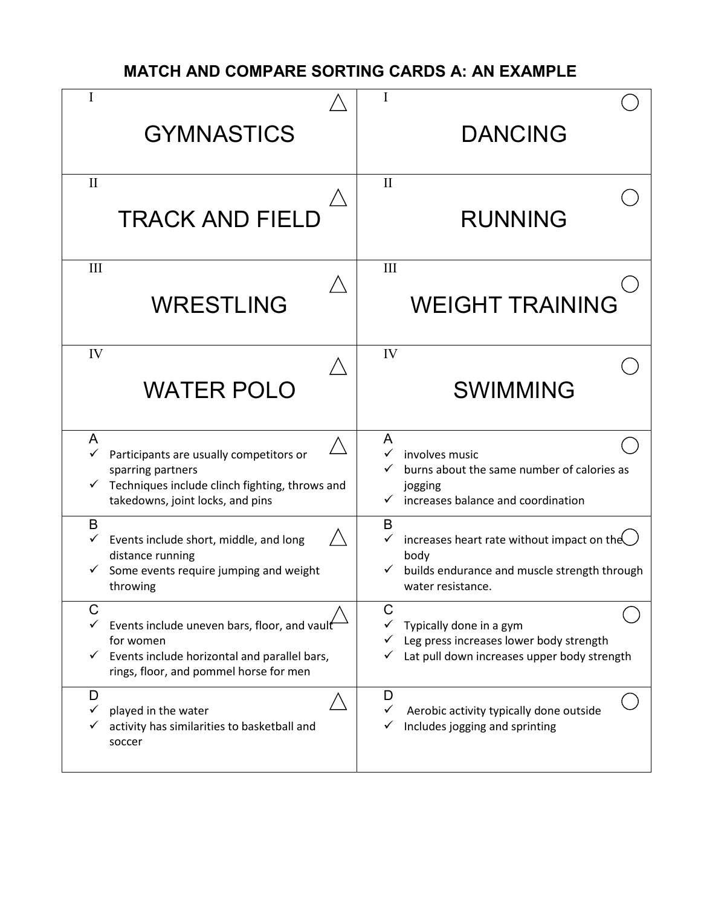# MATCH AND COMPARE SORTING CARDS A: AN EXAMPLE

| △ | ○ |
|---|---|
| I<br>GYMNASTICS | I<br>DANCING |
| II<br>TRACK AND FIELD | II<br>RUNNING |
| III<br>WRESTLING | III<br>WEIGHT TRAINING |
| IV<br>WATER POLO | IV<br>SWIMMING |
| A<br>✓ Participants are usually competitors or sparring partners<br>✓ Techniques include clinch fighting, throws and takedowns, joint locks, and pins | A<br>✓ involves music<br>✓ burns about the same number of calories as jogging<br>✓ increases balance and coordination |
| B<br>✓ Events include short, middle, and long distance running<br>✓ Some events require jumping and weight throwing | B<br>✓ increases heart rate without impact on the body<br>✓ builds endurance and muscle strength through water resistance. |
| C<br>✓ Events include uneven bars, floor, and vault for women<br>✓ Events include horizontal and parallel bars, rings, floor, and pommel horse for men | C<br>✓ Typically done in a gym<br>✓ Leg press increases lower body strength<br>✓ Lat pull down increases upper body strength |
| D<br>✓ played in the water<br>✓ activity has similarities to basketball and soccer | D<br>✓ Aerobic activity typically done outside<br>✓ Includes jogging and sprinting |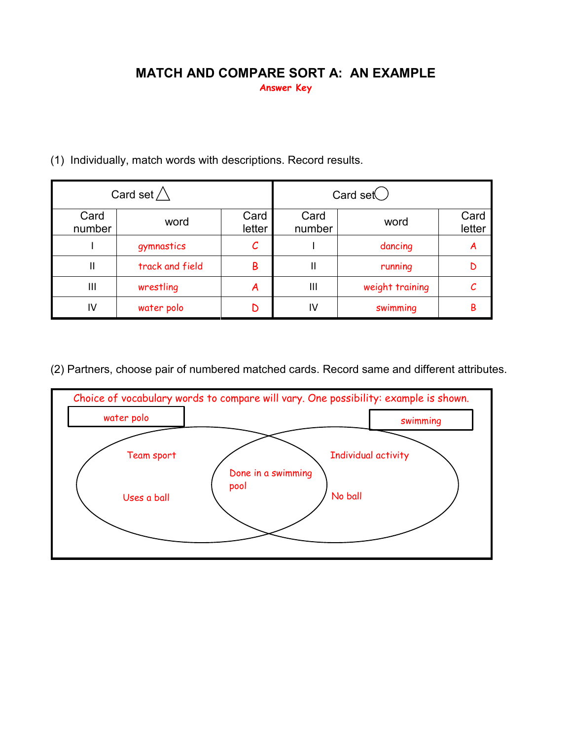# MATCH AND COMPARE SORT A: AN EXAMPLE

**Answer Key**

(1) Individually, match words with descriptions. Record results.

| Card set △ | | | Card set ◯ | | |
|---|---|---|---|---|---|
| Card number | word | Card letter | Card number | word | Card letter |
| I | gymnastics | C | I | dancing | A |
| II | track and field | B | II | running | D |
| III | wrestling | A | III | weight training | C |
| IV | water polo | D | IV | swimming | B |

(2) Partners, choose pair of numbered matched cards. Record same and different attributes.

Choice of vocabulary words to compare will vary. One possibility: example is shown.

| water polo | Both | swimming |
|---|---|---|
| Team sport | Done in a swimming pool | Individual activity |
| Uses a ball | | No ball |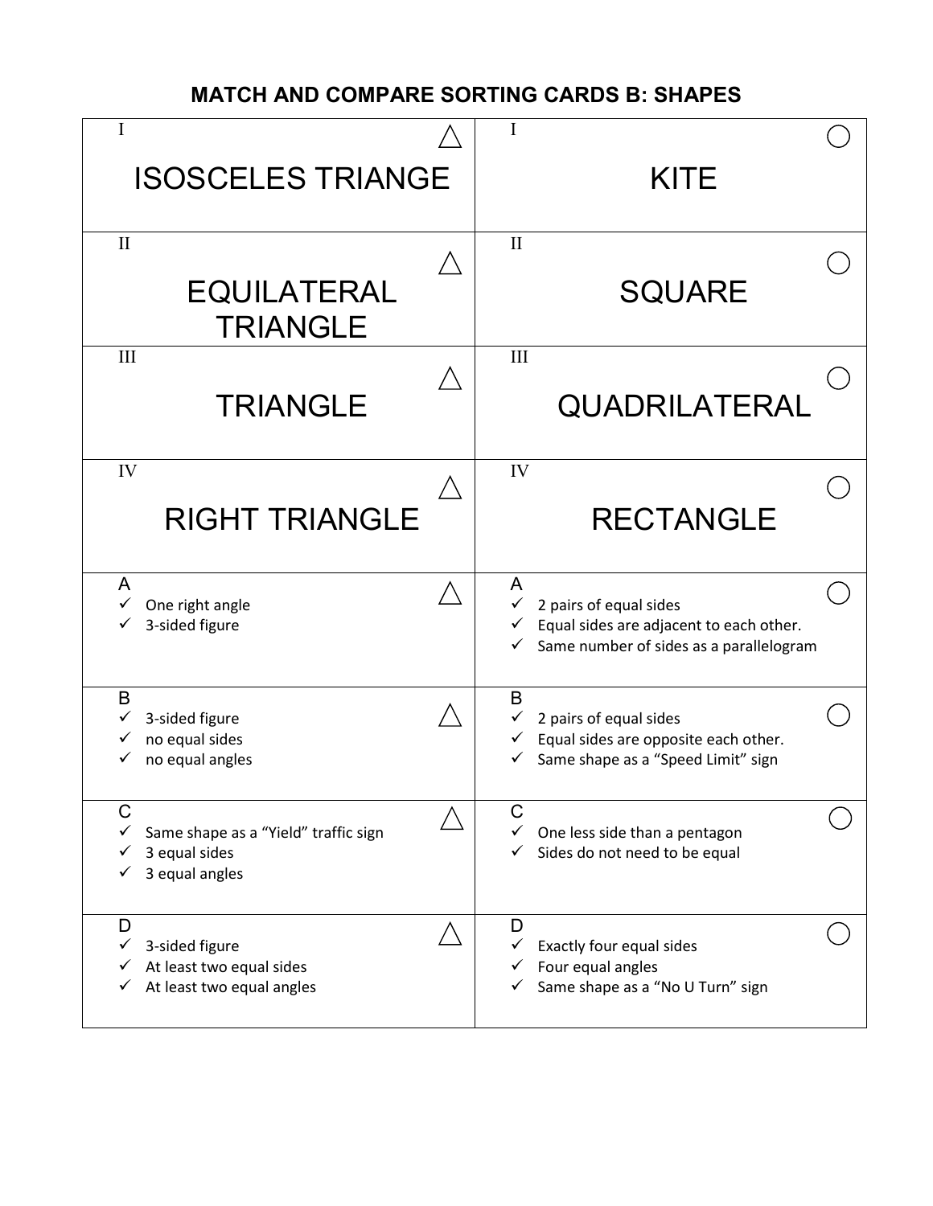## MATCH AND COMPARE SORTING CARDS B: SHAPES

| | |
|---|---|
| I △<br>ISOSCELES TRIANGE | I ○<br>KITE |
| II △<br>EQUILATERAL TRIANGLE | II ○<br>SQUARE |
| III △<br>TRIANGLE | III ○<br>QUADRILATERAL |
| IV △<br>RIGHT TRIANGLE | IV ○<br>RECTANGLE |
| A △<br>✓ One right angle<br>✓ 3-sided figure | A ○<br>✓ 2 pairs of equal sides<br>✓ Equal sides are adjacent to each other.<br>✓ Same number of sides as a parallelogram |
| B △<br>✓ 3-sided figure<br>✓ no equal sides<br>✓ no equal angles | B ○<br>✓ 2 pairs of equal sides<br>✓ Equal sides are opposite each other.<br>✓ Same shape as a "Speed Limit" sign |
| C △<br>✓ Same shape as a "Yield" traffic sign<br>✓ 3 equal sides<br>✓ 3 equal angles | C ○<br>✓ One less side than a pentagon<br>✓ Sides do not need to be equal |
| D △<br>✓ 3-sided figure<br>✓ At least two equal sides<br>✓ At least two equal angles | D ○<br>✓ Exactly four equal sides<br>✓ Four equal angles<br>✓ Same shape as a "No U Turn" sign |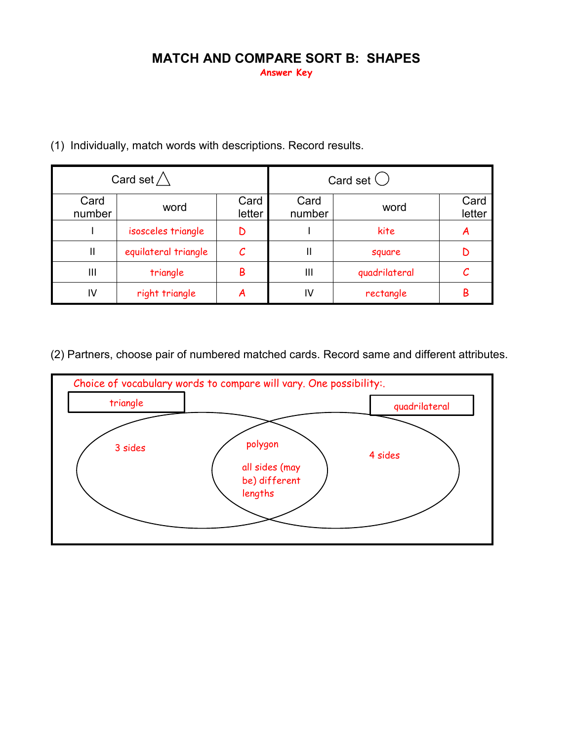# MATCH AND COMPARE SORT B: SHAPES

Answer Key

(1) Individually, match words with descriptions. Record results.

| Card set △ | | | Card set ◯ | | |
|---|---|---|---|---|---|
| Card number | word | Card letter | Card number | word | Card letter |
| I | isosceles triangle | D | I | kite | A |
| II | equilateral triangle | C | II | square | D |
| III | triangle | B | III | quadrilateral | C |
| IV | right triangle | A | IV | rectangle | B |

(2) Partners, choose pair of numbered matched cards. Record same and different attributes.

Choice of vocabulary words to compare will vary. One possibility:.

**triangle**
- 3 sides

**Both (overlap):**
- polygon
- all sides (may be) different lengths

**quadrilateral**
- 4 sides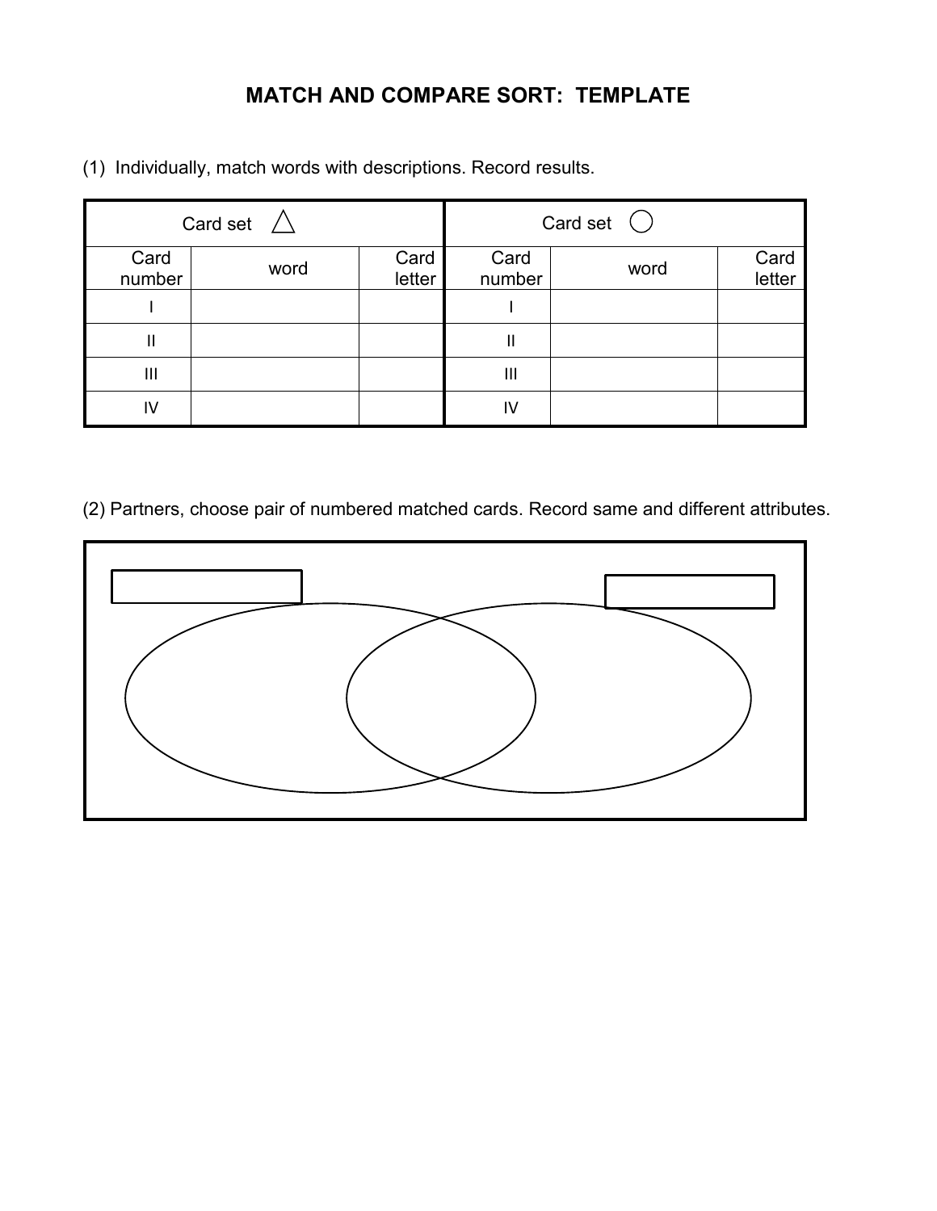# MATCH AND COMPARE SORT: TEMPLATE

(1) Individually, match words with descriptions. Record results.

| Card set △ | | | Card set ○ | | |
|---|---|---|---|---|---|
| Card number | word | Card letter | Card number | word | Card letter |
| I | | | I | | |
| II | | | II | | |
| III | | | III | | |
| IV | | | IV | | |

(2) Partners, choose pair of numbered matched cards. Record same and different attributes.